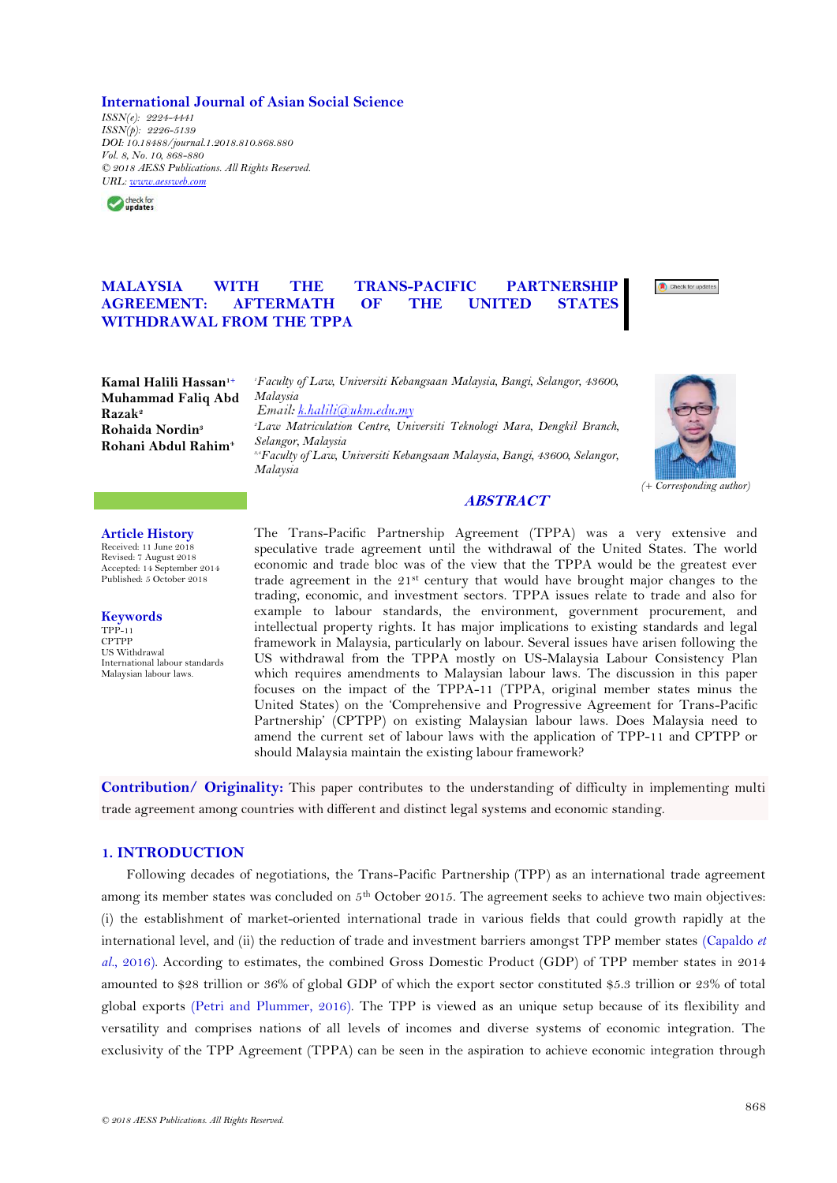International Journal of Asian Social Science
*ISSN(e): 2224-4441*
*ISSN(p): 2226-5139*
*DOI: 10.18488/journal.1.2018.810.868.880*
*Vol. 8, No. 10, 868-880*
*© 2018 AESS Publications. All Rights Reserved.*
*URL: www.aessweb.com*

# MALAYSIA WITH THE TRANS-PACIFIC PARTNERSHIP AGREEMENT: AFTERMATH OF THE UNITED STATES WITHDRAWAL FROM THE TPPA

**Kamal Halili Hassan**[1+]
**Muhammad Faliq Abd Razak**[2]
**Rohaida Nordin**[3]
**Rohani Abdul Rahim**[4]

[1]*Faculty of Law, Universiti Kebangsaan Malaysia, Bangi, Selangor, 43600, Malaysia*
*Email: k.halili@ukm.edu.my*
[2]*Law Matriculation Centre, Universiti Teknologi Mara, Dengkil Branch, Selangor, Malaysia*
[3,4]*Faculty of Law, Universiti Kebangsaan Malaysia, Bangi, 43600, Selangor, Malaysia*

*(+ Corresponding author)*

## ABSTRACT

**Article History**
Received: 11 June 2018
Revised: 7 August 2018
Accepted: 14 September 2014
Published: 5 October 2018

**Keywords**
TPP-11
CPTPP
US Withdrawal
International labour standards
Malaysian labour laws.

The Trans-Pacific Partnership Agreement (TPPA) was a very extensive and speculative trade agreement until the withdrawal of the United States. The world economic and trade bloc was of the view that the TPPA would be the greatest ever trade agreement in the 21st century that would have brought major changes to the trading, economic, and investment sectors. TPPA issues relate to trade and also for example to labour standards, the environment, government procurement, and intellectual property rights. It has major implications to existing standards and legal framework in Malaysia, particularly on labour. Several issues have arisen following the US withdrawal from the TPPA mostly on US-Malaysia Labour Consistency Plan which requires amendments to Malaysian labour laws. The discussion in this paper focuses on the impact of the TPPA-11 (TPPA, original member states minus the United States) on the 'Comprehensive and Progressive Agreement for Trans-Pacific Partnership' (CPTPP) on existing Malaysian labour laws. Does Malaysia need to amend the current set of labour laws with the application of TPP-11 and CPTPP or should Malaysia maintain the existing labour framework?

**Contribution/ Originality:** This paper contributes to the understanding of difficulty in implementing multi trade agreement among countries with different and distinct legal systems and economic standing.

## 1. INTRODUCTION

Following decades of negotiations, the Trans-Pacific Partnership (TPP) as an international trade agreement among its member states was concluded on 5th October 2015. The agreement seeks to achieve two main objectives: (i) the establishment of market-oriented international trade in various fields that could growth rapidly at the international level, and (ii) the reduction of trade and investment barriers amongst TPP member states (Capaldo *et al.*, 2016). According to estimates, the combined Gross Domestic Product (GDP) of TPP member states in 2014 amounted to $28 trillion or 36% of global GDP of which the export sector constituted $5.3 trillion or 23% of total global exports (Petri and Plummer, 2016). The TPP is viewed as an unique setup because of its flexibility and versatility and comprises nations of all levels of incomes and diverse systems of economic integration. The exclusivity of the TPP Agreement (TPPA) can be seen in the aspiration to achieve economic integration through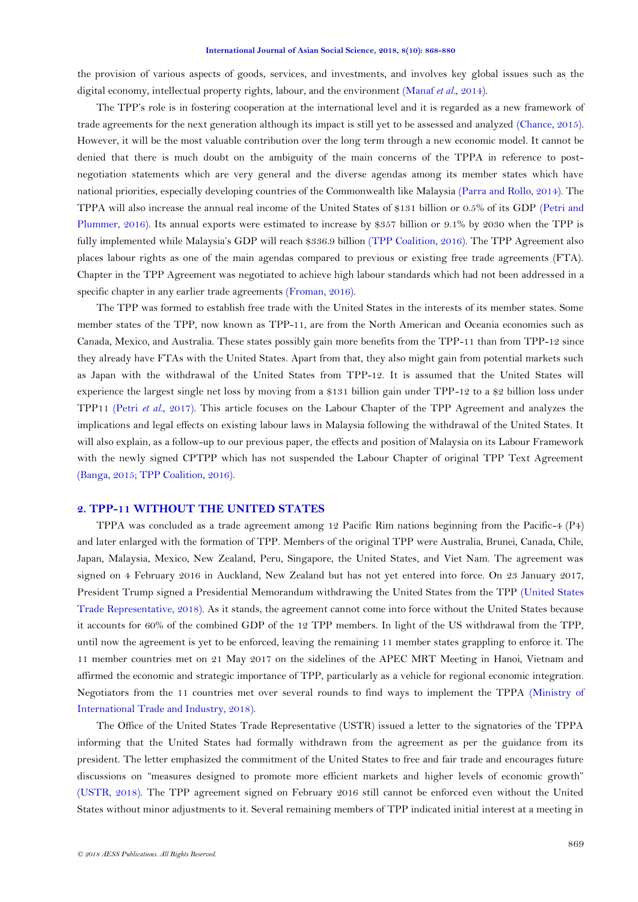the provision of various aspects of goods, services, and investments, and involves key global issues such as the digital economy, intellectual property rights, labour, and the environment (Manaf *et al*., 2014).

The TPP's role is in fostering cooperation at the international level and it is regarded as a new framework of trade agreements for the next generation although its impact is still yet to be assessed and analyzed (Chance, 2015). However, it will be the most valuable contribution over the long term through a new economic model. It cannot be denied that there is much doubt on the ambiguity of the main concerns of the TPPA in reference to post-negotiation statements which are very general and the diverse agendas among its member states which have national priorities, especially developing countries of the Commonwealth like Malaysia (Parra and Rollo, 2014). The TPPA will also increase the annual real income of the United States of $131 billion or 0.5% of its GDP (Petri and Plummer, 2016). Its annual exports were estimated to increase by $357 billion or 9.1% by 2030 when the TPP is fully implemented while Malaysia's GDP will reach $336.9 billion (TPP Coalition, 2016). The TPP Agreement also places labour rights as one of the main agendas compared to previous or existing free trade agreements (FTA). Chapter in the TPP Agreement was negotiated to achieve high labour standards which had not been addressed in a specific chapter in any earlier trade agreements (Froman, 2016).

The TPP was formed to establish free trade with the United States in the interests of its member states. Some member states of the TPP, now known as TPP-11, are from the North American and Oceania economies such as Canada, Mexico, and Australia. These states possibly gain more benefits from the TPP-11 than from TPP-12 since they already have FTAs with the United States. Apart from that, they also might gain from potential markets such as Japan with the withdrawal of the United States from TPP-12. It is assumed that the United States will experience the largest single net loss by moving from a $131 billion gain under TPP-12 to a $2 billion loss under TPP11 (Petri *et al*., 2017). This article focuses on the Labour Chapter of the TPP Agreement and analyzes the implications and legal effects on existing labour laws in Malaysia following the withdrawal of the United States. It will also explain, as a follow-up to our previous paper, the effects and position of Malaysia on its Labour Framework with the newly signed CPTPP which has not suspended the Labour Chapter of original TPP Text Agreement (Banga, 2015; TPP Coalition, 2016).

## 2. TPP-11 WITHOUT THE UNITED STATES

TPPA was concluded as a trade agreement among 12 Pacific Rim nations beginning from the Pacific-4 (P4) and later enlarged with the formation of TPP. Members of the original TPP were Australia, Brunei, Canada, Chile, Japan, Malaysia, Mexico, New Zealand, Peru, Singapore, the United States, and Viet Nam. The agreement was signed on 4 February 2016 in Auckland, New Zealand but has not yet entered into force. On 23 January 2017, President Trump signed a Presidential Memorandum withdrawing the United States from the TPP (United States Trade Representative, 2018). As it stands, the agreement cannot come into force without the United States because it accounts for 60% of the combined GDP of the 12 TPP members. In light of the US withdrawal from the TPP, until now the agreement is yet to be enforced, leaving the remaining 11 member states grappling to enforce it. The 11 member countries met on 21 May 2017 on the sidelines of the APEC MRT Meeting in Hanoi, Vietnam and affirmed the economic and strategic importance of TPP, particularly as a vehicle for regional economic integration. Negotiators from the 11 countries met over several rounds to find ways to implement the TPPA (Ministry of International Trade and Industry, 2018).

The Office of the United States Trade Representative (USTR) issued a letter to the signatories of the TPPA informing that the United States had formally withdrawn from the agreement as per the guidance from its president. The letter emphasized the commitment of the United States to free and fair trade and encourages future discussions on "measures designed to promote more efficient markets and higher levels of economic growth" (USTR, 2018). The TPP agreement signed on February 2016 still cannot be enforced even without the United States without minor adjustments to it. Several remaining members of TPP indicated initial interest at a meeting in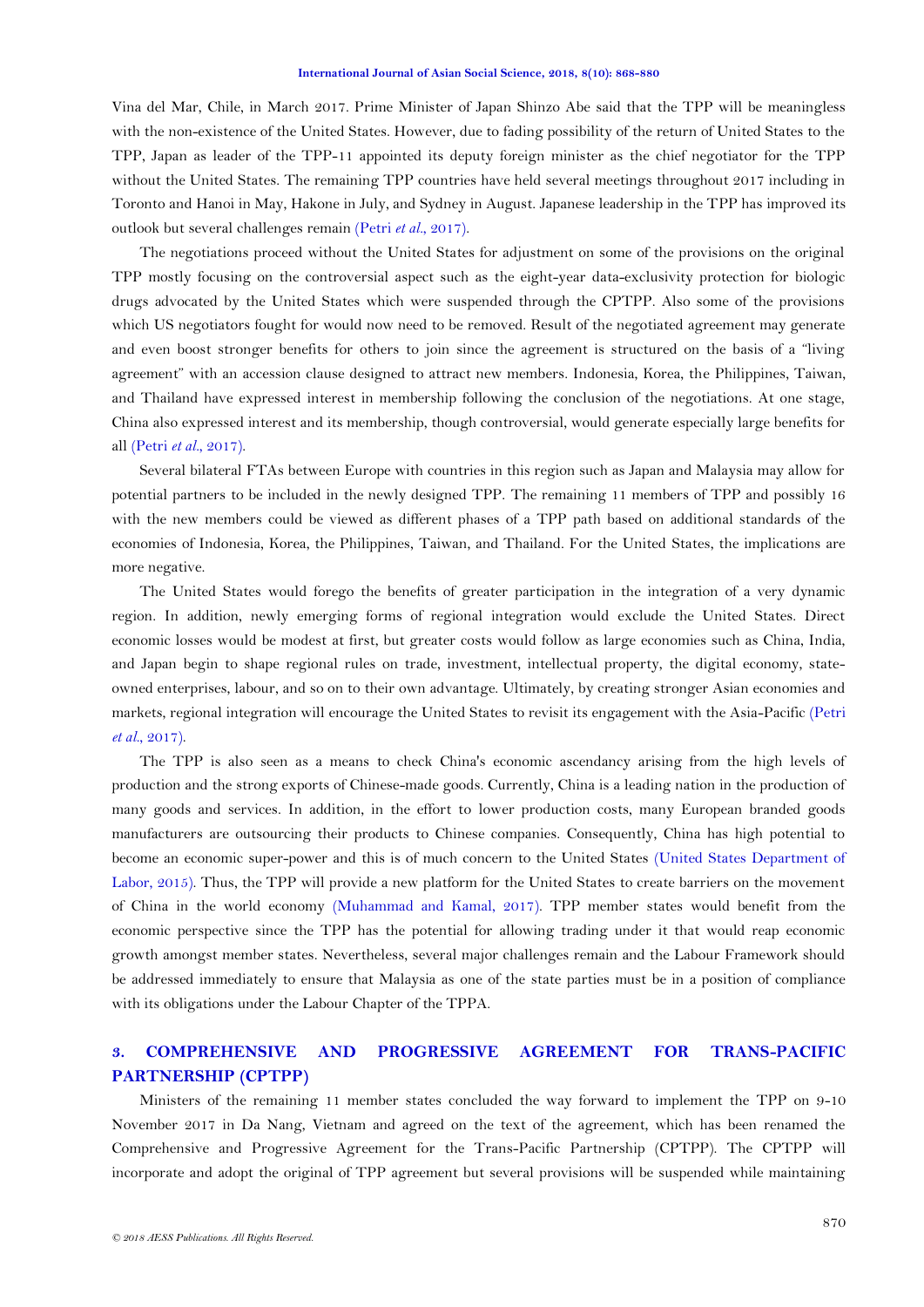Vina del Mar, Chile, in March 2017. Prime Minister of Japan Shinzo Abe said that the TPP will be meaningless with the non-existence of the United States. However, due to fading possibility of the return of United States to the TPP, Japan as leader of the TPP-11 appointed its deputy foreign minister as the chief negotiator for the TPP without the United States. The remaining TPP countries have held several meetings throughout 2017 including in Toronto and Hanoi in May, Hakone in July, and Sydney in August. Japanese leadership in the TPP has improved its outlook but several challenges remain (Petri *et al.*, 2017).

The negotiations proceed without the United States for adjustment on some of the provisions on the original TPP mostly focusing on the controversial aspect such as the eight-year data-exclusivity protection for biologic drugs advocated by the United States which were suspended through the CPTPP. Also some of the provisions which US negotiators fought for would now need to be removed. Result of the negotiated agreement may generate and even boost stronger benefits for others to join since the agreement is structured on the basis of a "living agreement" with an accession clause designed to attract new members. Indonesia, Korea, the Philippines, Taiwan, and Thailand have expressed interest in membership following the conclusion of the negotiations. At one stage, China also expressed interest and its membership, though controversial, would generate especially large benefits for all (Petri *et al.*, 2017).

Several bilateral FTAs between Europe with countries in this region such as Japan and Malaysia may allow for potential partners to be included in the newly designed TPP. The remaining 11 members of TPP and possibly 16 with the new members could be viewed as different phases of a TPP path based on additional standards of the economies of Indonesia, Korea, the Philippines, Taiwan, and Thailand. For the United States, the implications are more negative.

The United States would forego the benefits of greater participation in the integration of a very dynamic region. In addition, newly emerging forms of regional integration would exclude the United States. Direct economic losses would be modest at first, but greater costs would follow as large economies such as China, India, and Japan begin to shape regional rules on trade, investment, intellectual property, the digital economy, state-owned enterprises, labour, and so on to their own advantage. Ultimately, by creating stronger Asian economies and markets, regional integration will encourage the United States to revisit its engagement with the Asia-Pacific (Petri *et al.*, 2017).

The TPP is also seen as a means to check China's economic ascendancy arising from the high levels of production and the strong exports of Chinese-made goods. Currently, China is a leading nation in the production of many goods and services. In addition, in the effort to lower production costs, many European branded goods manufacturers are outsourcing their products to Chinese companies. Consequently, China has high potential to become an economic super-power and this is of much concern to the United States (United States Department of Labor, 2015). Thus, the TPP will provide a new platform for the United States to create barriers on the movement of China in the world economy (Muhammad and Kamal, 2017). TPP member states would benefit from the economic perspective since the TPP has the potential for allowing trading under it that would reap economic growth amongst member states. Nevertheless, several major challenges remain and the Labour Framework should be addressed immediately to ensure that Malaysia as one of the state parties must be in a position of compliance with its obligations under the Labour Chapter of the TPPA.

## 3. COMPREHENSIVE AND PROGRESSIVE AGREEMENT FOR TRANS-PACIFIC PARTNERSHIP (CPTPP)

Ministers of the remaining 11 member states concluded the way forward to implement the TPP on 9-10 November 2017 in Da Nang, Vietnam and agreed on the text of the agreement, which has been renamed the Comprehensive and Progressive Agreement for the Trans-Pacific Partnership (CPTPP). The CPTPP will incorporate and adopt the original of TPP agreement but several provisions will be suspended while maintaining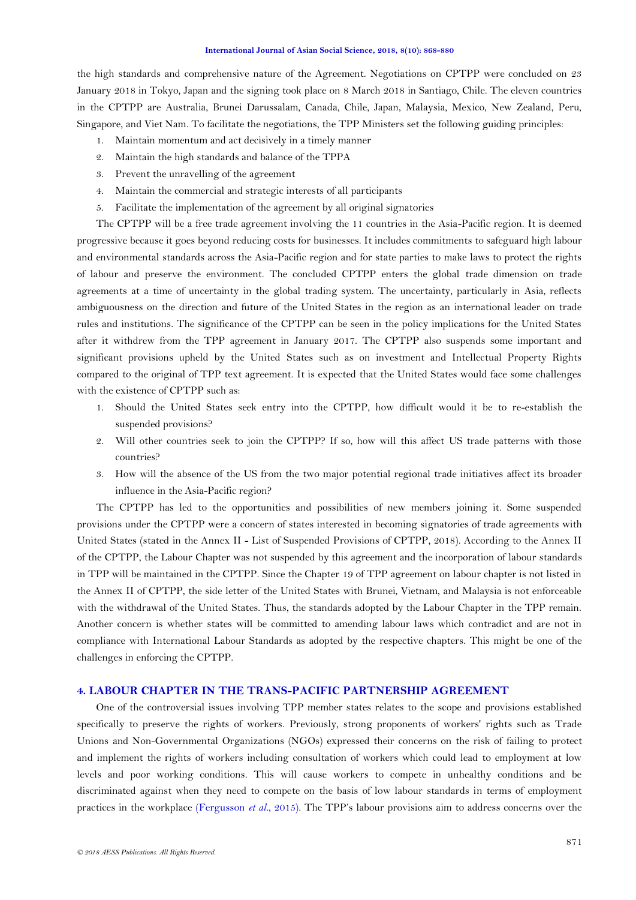the high standards and comprehensive nature of the Agreement. Negotiations on CPTPP were concluded on 23 January 2018 in Tokyo, Japan and the signing took place on 8 March 2018 in Santiago, Chile. The eleven countries in the CPTPP are Australia, Brunei Darussalam, Canada, Chile, Japan, Malaysia, Mexico, New Zealand, Peru, Singapore, and Viet Nam. To facilitate the negotiations, the TPP Ministers set the following guiding principles:

1. Maintain momentum and act decisively in a timely manner
2. Maintain the high standards and balance of the TPPA
3. Prevent the unravelling of the agreement
4. Maintain the commercial and strategic interests of all participants
5. Facilitate the implementation of the agreement by all original signatories

The CPTPP will be a free trade agreement involving the 11 countries in the Asia-Pacific region. It is deemed progressive because it goes beyond reducing costs for businesses. It includes commitments to safeguard high labour and environmental standards across the Asia-Pacific region and for state parties to make laws to protect the rights of labour and preserve the environment. The concluded CPTPP enters the global trade dimension on trade agreements at a time of uncertainty in the global trading system. The uncertainty, particularly in Asia, reflects ambiguousness on the direction and future of the United States in the region as an international leader on trade rules and institutions. The significance of the CPTPP can be seen in the policy implications for the United States after it withdrew from the TPP agreement in January 2017. The CPTPP also suspends some important and significant provisions upheld by the United States such as on investment and Intellectual Property Rights compared to the original of TPP text agreement. It is expected that the United States would face some challenges with the existence of CPTPP such as:

1. Should the United States seek entry into the CPTPP, how difficult would it be to re-establish the suspended provisions?
2. Will other countries seek to join the CPTPP? If so, how will this affect US trade patterns with those countries?
3. How will the absence of the US from the two major potential regional trade initiatives affect its broader influence in the Asia-Pacific region?

The CPTPP has led to the opportunities and possibilities of new members joining it. Some suspended provisions under the CPTPP were a concern of states interested in becoming signatories of trade agreements with United States (stated in the Annex II - List of Suspended Provisions of CPTPP, 2018). According to the Annex II of the CPTPP, the Labour Chapter was not suspended by this agreement and the incorporation of labour standards in TPP will be maintained in the CPTPP. Since the Chapter 19 of TPP agreement on labour chapter is not listed in the Annex II of CPTPP, the side letter of the United States with Brunei, Vietnam, and Malaysia is not enforceable with the withdrawal of the United States. Thus, the standards adopted by the Labour Chapter in the TPP remain. Another concern is whether states will be committed to amending labour laws which contradict and are not in compliance with International Labour Standards as adopted by the respective chapters. This might be one of the challenges in enforcing the CPTPP.

## 4. LABOUR CHAPTER IN THE TRANS-PACIFIC PARTNERSHIP AGREEMENT

One of the controversial issues involving TPP member states relates to the scope and provisions established specifically to preserve the rights of workers. Previously, strong proponents of workers' rights such as Trade Unions and Non-Governmental Organizations (NGOs) expressed their concerns on the risk of failing to protect and implement the rights of workers including consultation of workers which could lead to employment at low levels and poor working conditions. This will cause workers to compete in unhealthy conditions and be discriminated against when they need to compete on the basis of low labour standards in terms of employment practices in the workplace (Fergusson *et al.*, 2015). The TPP's labour provisions aim to address concerns over the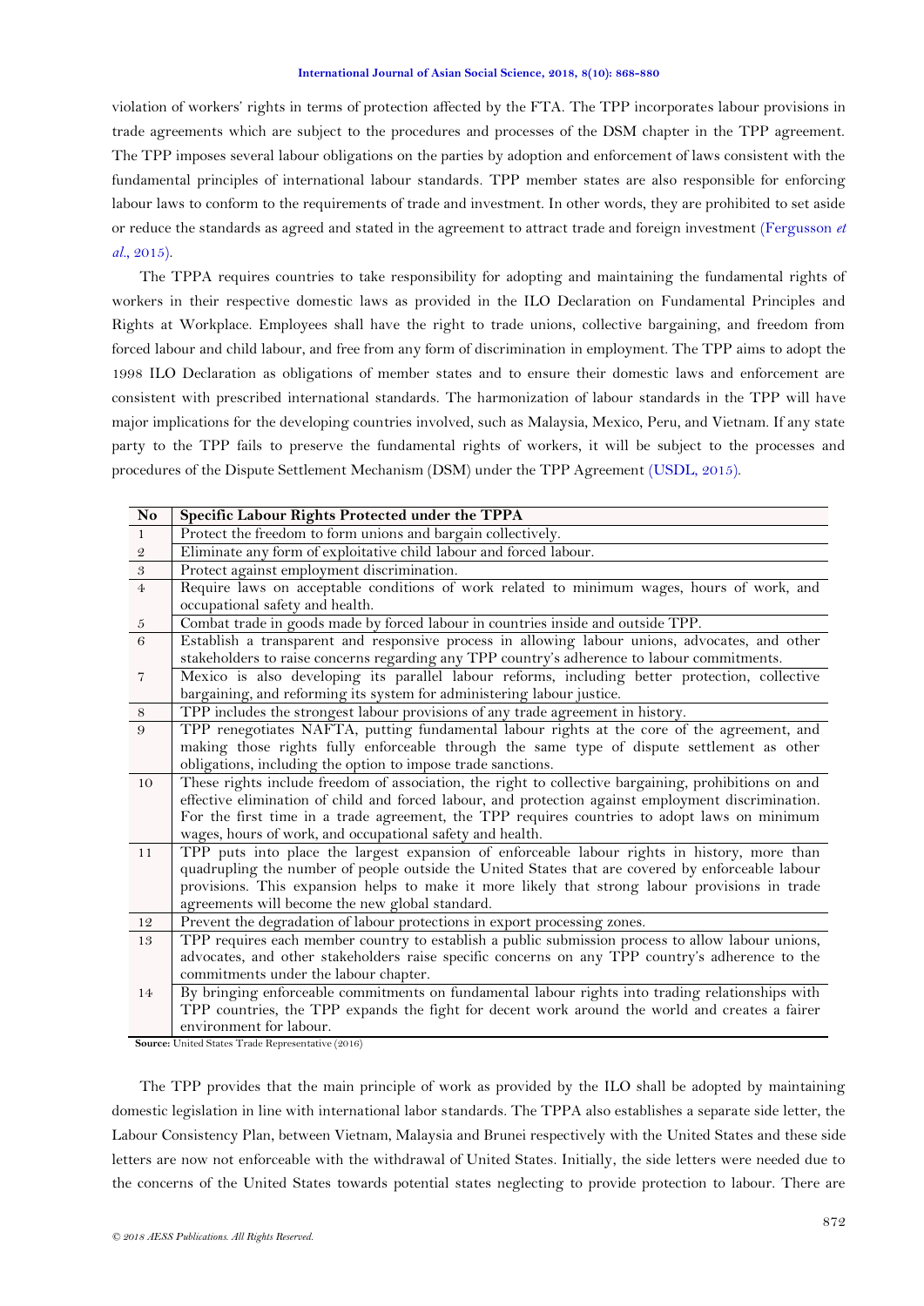violation of workers' rights in terms of protection affected by the FTA. The TPP incorporates labour provisions in trade agreements which are subject to the procedures and processes of the DSM chapter in the TPP agreement. The TPP imposes several labour obligations on the parties by adoption and enforcement of laws consistent with the fundamental principles of international labour standards. TPP member states are also responsible for enforcing labour laws to conform to the requirements of trade and investment. In other words, they are prohibited to set aside or reduce the standards as agreed and stated in the agreement to attract trade and foreign investment (Fergusson *et al.*, 2015).

The TPPA requires countries to take responsibility for adopting and maintaining the fundamental rights of workers in their respective domestic laws as provided in the ILO Declaration on Fundamental Principles and Rights at Workplace. Employees shall have the right to trade unions, collective bargaining, and freedom from forced labour and child labour, and free from any form of discrimination in employment. The TPP aims to adopt the 1998 ILO Declaration as obligations of member states and to ensure their domestic laws and enforcement are consistent with prescribed international standards. The harmonization of labour standards in the TPP will have major implications for the developing countries involved, such as Malaysia, Mexico, Peru, and Vietnam. If any state party to the TPP fails to preserve the fundamental rights of workers, it will be subject to the processes and procedures of the Dispute Settlement Mechanism (DSM) under the TPP Agreement (USDL, 2015).

| No | Specific Labour Rights Protected under the TPPA |
|---|---|
| 1 | Protect the freedom to form unions and bargain collectively. |
| 2 | Eliminate any form of exploitative child labour and forced labour. |
| 3 | Protect against employment discrimination. |
| 4 | Require laws on acceptable conditions of work related to minimum wages, hours of work, and occupational safety and health. |
| 5 | Combat trade in goods made by forced labour in countries inside and outside TPP. |
| 6 | Establish a transparent and responsive process in allowing labour unions, advocates, and other stakeholders to raise concerns regarding any TPP country's adherence to labour commitments. |
| 7 | Mexico is also developing its parallel labour reforms, including better protection, collective bargaining, and reforming its system for administering labour justice. |
| 8 | TPP includes the strongest labour provisions of any trade agreement in history. |
| 9 | TPP renegotiates NAFTA, putting fundamental labour rights at the core of the agreement, and making those rights fully enforceable through the same type of dispute settlement as other obligations, including the option to impose trade sanctions. |
| 10 | These rights include freedom of association, the right to collective bargaining, prohibitions on and effective elimination of child and forced labour, and protection against employment discrimination. For the first time in a trade agreement, the TPP requires countries to adopt laws on minimum wages, hours of work, and occupational safety and health. |
| 11 | TPP puts into place the largest expansion of enforceable labour rights in history, more than quadrupling the number of people outside the United States that are covered by enforceable labour provisions. This expansion helps to make it more likely that strong labour provisions in trade agreements will become the new global standard. |
| 12 | Prevent the degradation of labour protections in export processing zones. |
| 13 | TPP requires each member country to establish a public submission process to allow labour unions, advocates, and other stakeholders raise specific concerns on any TPP country's adherence to the commitments under the labour chapter. |
| 14 | By bringing enforceable commitments on fundamental labour rights into trading relationships with TPP countries, the TPP expands the fight for decent work around the world and creates a fairer environment for labour. |

**Source:** United States Trade Representative (2016)

The TPP provides that the main principle of work as provided by the ILO shall be adopted by maintaining domestic legislation in line with international labor standards. The TPPA also establishes a separate side letter, the Labour Consistency Plan, between Vietnam, Malaysia and Brunei respectively with the United States and these side letters are now not enforceable with the withdrawal of United States. Initially, the side letters were needed due to the concerns of the United States towards potential states neglecting to provide protection to labour. There are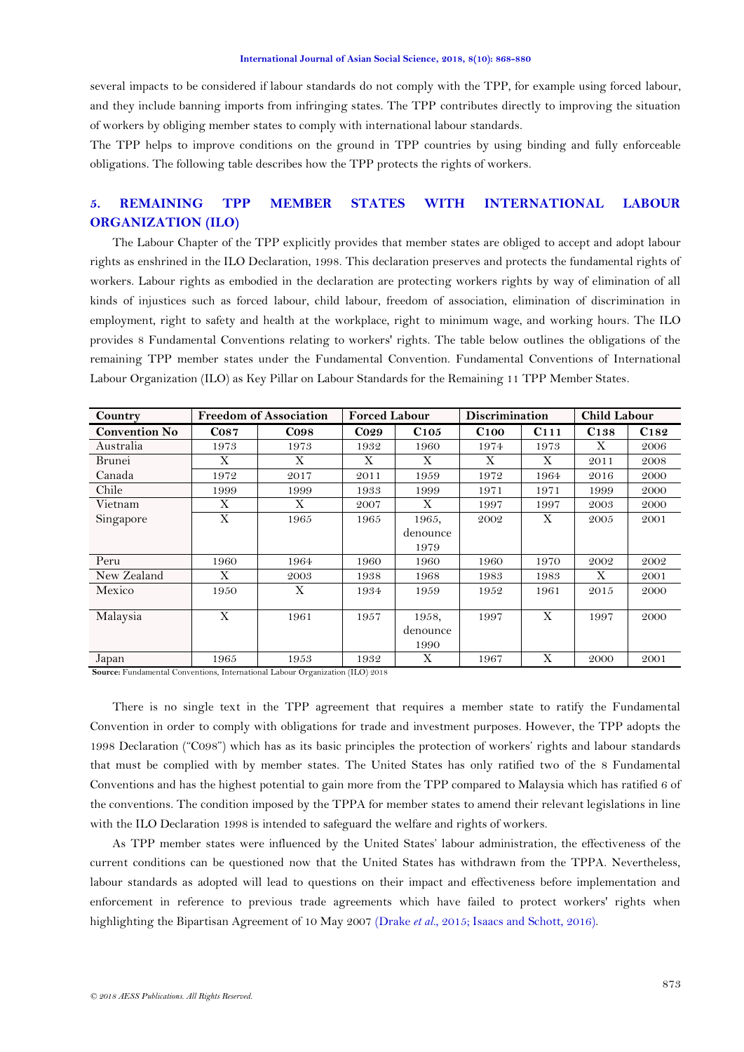several impacts to be considered if labour standards do not comply with the TPP, for example using forced labour, and they include banning imports from infringing states. The TPP contributes directly to improving the situation of workers by obliging member states to comply with international labour standards.

The TPP helps to improve conditions on the ground in TPP countries by using binding and fully enforceable obligations. The following table describes how the TPP protects the rights of workers.

## 5. REMAINING TPP MEMBER STATES WITH INTERNATIONAL LABOUR ORGANIZATION (ILO)

The Labour Chapter of the TPP explicitly provides that member states are obliged to accept and adopt labour rights as enshrined in the ILO Declaration, 1998. This declaration preserves and protects the fundamental rights of workers. Labour rights as embodied in the declaration are protecting workers rights by way of elimination of all kinds of injustices such as forced labour, child labour, freedom of association, elimination of discrimination in employment, right to safety and health at the workplace, right to minimum wage, and working hours. The ILO provides 8 Fundamental Conventions relating to workers' rights. The table below outlines the obligations of the remaining TPP member states under the Fundamental Convention. Fundamental Conventions of International Labour Organization (ILO) as Key Pillar on Labour Standards for the Remaining 11 TPP Member States.

| Country | Freedom of Association | | Forced Labour | | Discrimination | | Child Labour | |
|---|---|---|---|---|---|---|---|---|
| **Convention No** | **C087** | **C098** | **C029** | **C105** | **C100** | **C111** | **C138** | **C182** |
| Australia | 1973 | 1973 | 1932 | 1960 | 1974 | 1973 | X | 2006 |
| Brunei | X | X | X | X | X | X | 2011 | 2008 |
| Canada | 1972 | 2017 | 2011 | 1959 | 1972 | 1964 | 2016 | 2000 |
| Chile | 1999 | 1999 | 1933 | 1999 | 1971 | 1971 | 1999 | 2000 |
| Vietnam | X | X | 2007 | X | 1997 | 1997 | 2003 | 2000 |
| Singapore | X | 1965 | 1965 | 1965, denounce 1979 | 2002 | X | 2005 | 2001 |
| Peru | 1960 | 1964 | 1960 | 1960 | 1960 | 1970 | 2002 | 2002 |
| New Zealand | X | 2003 | 1938 | 1968 | 1983 | 1983 | X | 2001 |
| Mexico | 1950 | X | 1934 | 1959 | 1952 | 1961 | 2015 | 2000 |
| Malaysia | X | 1961 | 1957 | 1958, denounce 1990 | 1997 | X | 1997 | 2000 |
| Japan | 1965 | 1953 | 1932 | X | 1967 | X | 2000 | 2001 |

**Source:** Fundamental Conventions, International Labour Organization (ILO) 2018

There is no single text in the TPP agreement that requires a member state to ratify the Fundamental Convention in order to comply with obligations for trade and investment purposes. However, the TPP adopts the 1998 Declaration ("C098") which has as its basic principles the protection of workers' rights and labour standards that must be complied with by member states. The United States has only ratified two of the 8 Fundamental Conventions and has the highest potential to gain more from the TPP compared to Malaysia which has ratified 6 of the conventions. The condition imposed by the TPPA for member states to amend their relevant legislations in line with the ILO Declaration 1998 is intended to safeguard the welfare and rights of workers.

As TPP member states were influenced by the United States' labour administration, the effectiveness of the current conditions can be questioned now that the United States has withdrawn from the TPPA. Nevertheless, labour standards as adopted will lead to questions on their impact and effectiveness before implementation and enforcement in reference to previous trade agreements which have failed to protect workers' rights when highlighting the Bipartisan Agreement of 10 May 2007 (Drake *et al.*, 2015; Isaacs and Schott, 2016).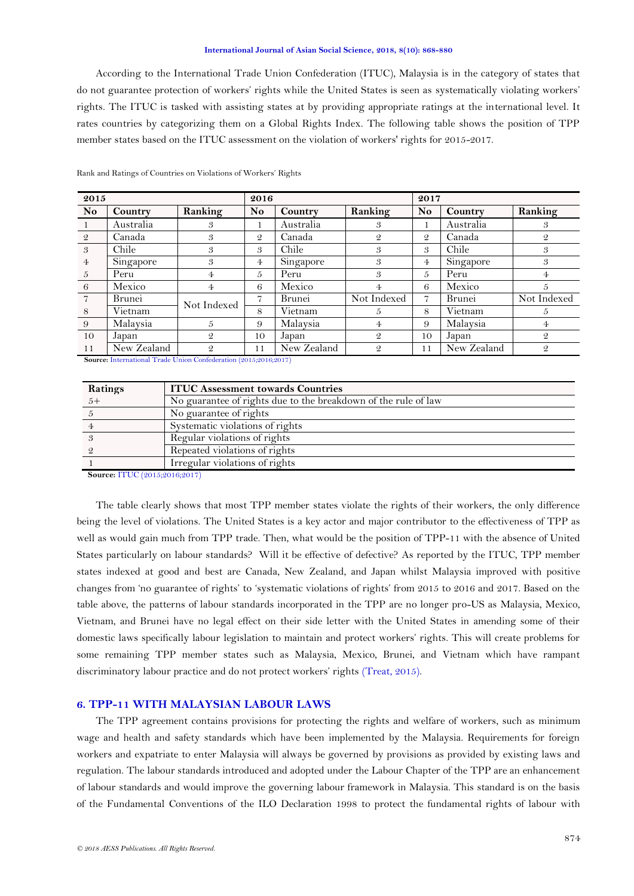According to the International Trade Union Confederation (ITUC), Malaysia is in the category of states that do not guarantee protection of workers' rights while the United States is seen as systematically violating workers' rights. The ITUC is tasked with assisting states at by providing appropriate ratings at the international level. It rates countries by categorizing them on a Global Rights Index. The following table shows the position of TPP member states based on the ITUC assessment on the violation of workers' rights for 2015-2017.

Rank and Ratings of Countries on Violations of Workers' Rights

| 2015 | | | 2016 | | | 2017 | | |
|---|---|---|---|---|---|---|---|---|
| **No** | **Country** | **Ranking** | **No** | **Country** | **Ranking** | **No** | **Country** | **Ranking** |
| 1 | Australia | 3 | 1 | Australia | 3 | 1 | Australia | 3 |
| 2 | Canada | 3 | 2 | Canada | 2 | 2 | Canada | 2 |
| 3 | Chile | 3 | 3 | Chile | 3 | 3 | Chile | 3 |
| 4 | Singapore | 3 | 4 | Singapore | 3 | 4 | Singapore | 3 |
| 5 | Peru | 4 | 5 | Peru | 3 | 5 | Peru | 4 |
| 6 | Mexico | 4 | 6 | Mexico | 4 | 6 | Mexico | 5 |
| 7 | Brunei | Not Indexed | 7 | Brunei | Not Indexed | 7 | Brunei | Not Indexed |
| 8 | Vietnam | Not Indexed | 8 | Vietnam | 5 | 8 | Vietnam | 5 |
| 9 | Malaysia | 5 | 9 | Malaysia | 4 | 9 | Malaysia | 4 |
| 10 | Japan | 2 | 10 | Japan | 2 | 10 | Japan | 2 |
| 11 | New Zealand | 2 | 11 | New Zealand | 2 | 11 | New Zealand | 2 |

**Source:** International Trade Union Confederation (2015;2016;2017)

| Ratings | ITUC Assessment towards Countries |
|---|---|
| 5+ | No guarantee of rights due to the breakdown of the rule of law |
| 5 | No guarantee of rights |
| 4 | Systematic violations of rights |
| 3 | Regular violations of rights |
| 2 | Repeated violations of rights |
| 1 | Irregular violations of rights |

**Source:** ITUC (2015;2016;2017)

The table clearly shows that most TPP member states violate the rights of their workers, the only difference being the level of violations. The United States is a key actor and major contributor to the effectiveness of TPP as well as would gain much from TPP trade. Then, what would be the position of TPP-11 with the absence of United States particularly on labour standards? Will it be effective of defective? As reported by the ITUC, TPP member states indexed at good and best are Canada, New Zealand, and Japan whilst Malaysia improved with positive changes from 'no guarantee of rights' to 'systematic violations of rights' from 2015 to 2016 and 2017. Based on the table above, the patterns of labour standards incorporated in the TPP are no longer pro-US as Malaysia, Mexico, Vietnam, and Brunei have no legal effect on their side letter with the United States in amending some of their domestic laws specifically labour legislation to maintain and protect workers' rights. This will create problems for some remaining TPP member states such as Malaysia, Mexico, Brunei, and Vietnam which have rampant discriminatory labour practice and do not protect workers' rights (Treat, 2015).

## 6. TPP-11 WITH MALAYSIAN LABOUR LAWS

The TPP agreement contains provisions for protecting the rights and welfare of workers, such as minimum wage and health and safety standards which have been implemented by the Malaysia. Requirements for foreign workers and expatriate to enter Malaysia will always be governed by provisions as provided by existing laws and regulation. The labour standards introduced and adopted under the Labour Chapter of the TPP are an enhancement of labour standards and would improve the governing labour framework in Malaysia. This standard is on the basis of the Fundamental Conventions of the ILO Declaration 1998 to protect the fundamental rights of labour with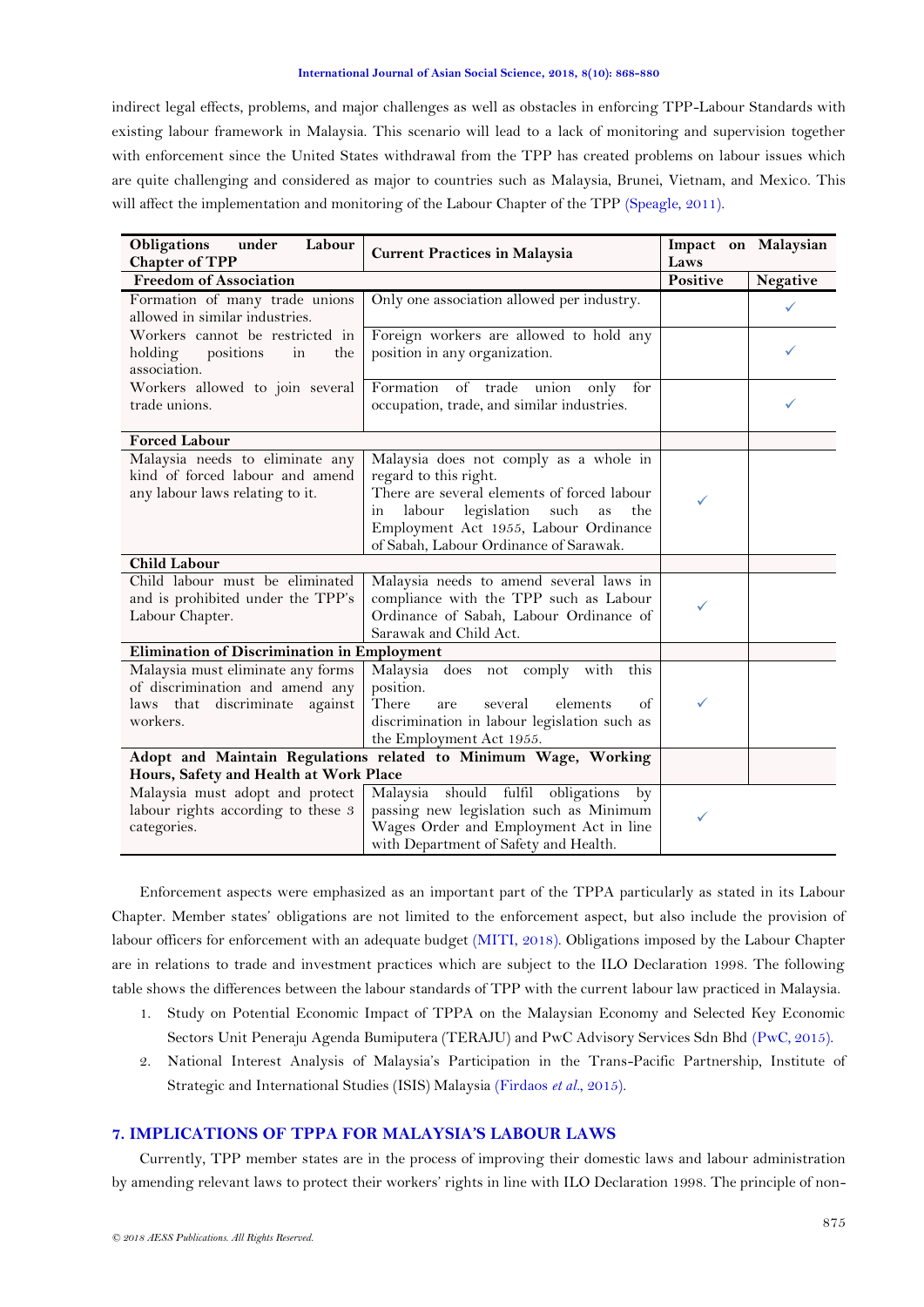indirect legal effects, problems, and major challenges as well as obstacles in enforcing TPP-Labour Standards with existing labour framework in Malaysia. This scenario will lead to a lack of monitoring and supervision together with enforcement since the United States withdrawal from the TPP has created problems on labour issues which are quite challenging and considered as major to countries such as Malaysia, Brunei, Vietnam, and Mexico. This will affect the implementation and monitoring of the Labour Chapter of the TPP (Speagle, 2011).

| Obligations under Labour Chapter of TPP | Current Practices in Malaysia | Impact on Malaysian Laws | |
|---|---|---|---|
| **Freedom of Association** | | **Positive** | **Negative** |
| Formation of many trade unions allowed in similar industries. | Only one association allowed per industry. | | ✓ |
| Workers cannot be restricted in holding positions in the association. | Foreign workers are allowed to hold any position in any organization. | | ✓ |
| Workers allowed to join several trade unions. | Formation of trade union only for occupation, trade, and similar industries. | | ✓ |
| **Forced Labour** | | | |
| Malaysia needs to eliminate any kind of forced labour and amend any labour laws relating to it. | Malaysia does not comply as a whole in regard to this right. There are several elements of forced labour in labour legislation such as the Employment Act 1955, Labour Ordinance of Sabah, Labour Ordinance of Sarawak. | ✓ | |
| **Child Labour** | | | |
| Child labour must be eliminated and is prohibited under the TPP's Labour Chapter. | Malaysia needs to amend several laws in compliance with the TPP such as Labour Ordinance of Sabah, Labour Ordinance of Sarawak and Child Act. | ✓ | |
| **Elimination of Discrimination in Employment** | | | |
| Malaysia must eliminate any forms of discrimination and amend any laws that discriminate against workers. | Malaysia does not comply with this position. There are several elements of discrimination in labour legislation such as the Employment Act 1955. | ✓ | |
| **Adopt and Maintain Regulations related to Minimum Wage, Working Hours, Safety and Health at Work Place** | | | |
| Malaysia must adopt and protect labour rights according to these 3 categories. | Malaysia should fulfil obligations by passing new legislation such as Minimum Wages Order and Employment Act in line with Department of Safety and Health. | ✓ | |

Enforcement aspects were emphasized as an important part of the TPPA particularly as stated in its Labour Chapter. Member states' obligations are not limited to the enforcement aspect, but also include the provision of labour officers for enforcement with an adequate budget (MITI, 2018). Obligations imposed by the Labour Chapter are in relations to trade and investment practices which are subject to the ILO Declaration 1998. The following table shows the differences between the labour standards of TPP with the current labour law practiced in Malaysia.

1. Study on Potential Economic Impact of TPPA on the Malaysian Economy and Selected Key Economic Sectors Unit Peneraju Agenda Bumiputera (TERAJU) and PwC Advisory Services Sdn Bhd (PwC, 2015).
2. National Interest Analysis of Malaysia's Participation in the Trans-Pacific Partnership, Institute of Strategic and International Studies (ISIS) Malaysia (Firdaos *et al.*, 2015).

## 7. IMPLICATIONS OF TPPA FOR MALAYSIA'S LABOUR LAWS

Currently, TPP member states are in the process of improving their domestic laws and labour administration by amending relevant laws to protect their workers' rights in line with ILO Declaration 1998. The principle of non-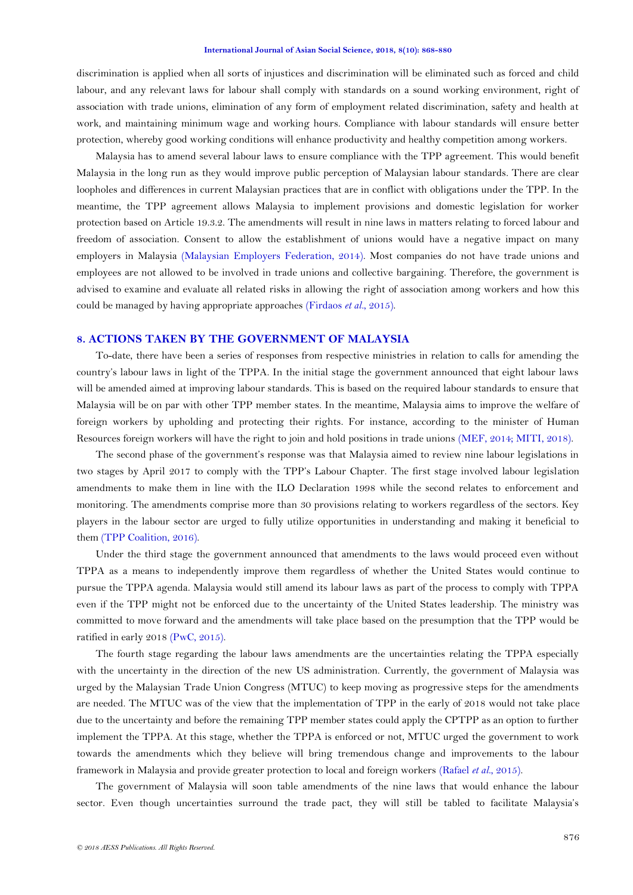discrimination is applied when all sorts of injustices and discrimination will be eliminated such as forced and child labour, and any relevant laws for labour shall comply with standards on a sound working environment, right of association with trade unions, elimination of any form of employment related discrimination, safety and health at work, and maintaining minimum wage and working hours. Compliance with labour standards will ensure better protection, whereby good working conditions will enhance productivity and healthy competition among workers.

Malaysia has to amend several labour laws to ensure compliance with the TPP agreement. This would benefit Malaysia in the long run as they would improve public perception of Malaysian labour standards. There are clear loopholes and differences in current Malaysian practices that are in conflict with obligations under the TPP. In the meantime, the TPP agreement allows Malaysia to implement provisions and domestic legislation for worker protection based on Article 19.3.2. The amendments will result in nine laws in matters relating to forced labour and freedom of association. Consent to allow the establishment of unions would have a negative impact on many employers in Malaysia (Malaysian Employers Federation, 2014). Most companies do not have trade unions and employees are not allowed to be involved in trade unions and collective bargaining. Therefore, the government is advised to examine and evaluate all related risks in allowing the right of association among workers and how this could be managed by having appropriate approaches (Firdaos *et al*., 2015).

## 8. ACTIONS TAKEN BY THE GOVERNMENT OF MALAYSIA

To-date, there have been a series of responses from respective ministries in relation to calls for amending the country's labour laws in light of the TPPA. In the initial stage the government announced that eight labour laws will be amended aimed at improving labour standards. This is based on the required labour standards to ensure that Malaysia will be on par with other TPP member states. In the meantime, Malaysia aims to improve the welfare of foreign workers by upholding and protecting their rights. For instance, according to the minister of Human Resources foreign workers will have the right to join and hold positions in trade unions (MEF, 2014; MITI, 2018).

The second phase of the government's response was that Malaysia aimed to review nine labour legislations in two stages by April 2017 to comply with the TPP's Labour Chapter. The first stage involved labour legislation amendments to make them in line with the ILO Declaration 1998 while the second relates to enforcement and monitoring. The amendments comprise more than 30 provisions relating to workers regardless of the sectors. Key players in the labour sector are urged to fully utilize opportunities in understanding and making it beneficial to them (TPP Coalition, 2016).

Under the third stage the government announced that amendments to the laws would proceed even without TPPA as a means to independently improve them regardless of whether the United States would continue to pursue the TPPA agenda. Malaysia would still amend its labour laws as part of the process to comply with TPPA even if the TPP might not be enforced due to the uncertainty of the United States leadership. The ministry was committed to move forward and the amendments will take place based on the presumption that the TPP would be ratified in early 2018 (PwC, 2015).

The fourth stage regarding the labour laws amendments are the uncertainties relating the TPPA especially with the uncertainty in the direction of the new US administration. Currently, the government of Malaysia was urged by the Malaysian Trade Union Congress (MTUC) to keep moving as progressive steps for the amendments are needed. The MTUC was of the view that the implementation of TPP in the early of 2018 would not take place due to the uncertainty and before the remaining TPP member states could apply the CPTPP as an option to further implement the TPPA. At this stage, whether the TPPA is enforced or not, MTUC urged the government to work towards the amendments which they believe will bring tremendous change and improvements to the labour framework in Malaysia and provide greater protection to local and foreign workers (Rafael *et al*., 2015).

The government of Malaysia will soon table amendments of the nine laws that would enhance the labour sector. Even though uncertainties surround the trade pact, they will still be tabled to facilitate Malaysia's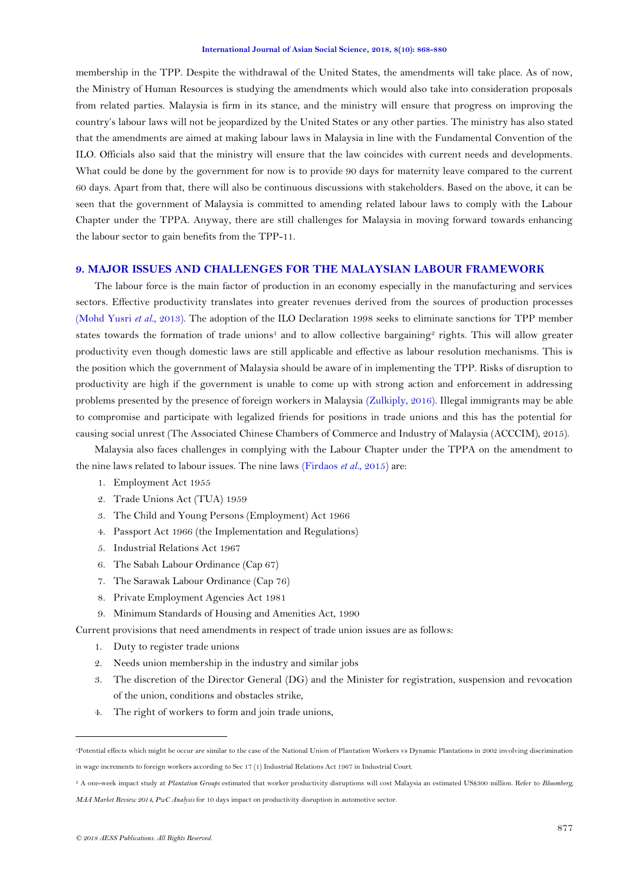membership in the TPP. Despite the withdrawal of the United States, the amendments will take place. As of now, the Ministry of Human Resources is studying the amendments which would also take into consideration proposals from related parties. Malaysia is firm in its stance, and the ministry will ensure that progress on improving the country's labour laws will not be jeopardized by the United States or any other parties. The ministry has also stated that the amendments are aimed at making labour laws in Malaysia in line with the Fundamental Convention of the ILO. Officials also said that the ministry will ensure that the law coincides with current needs and developments. What could be done by the government for now is to provide 90 days for maternity leave compared to the current 60 days. Apart from that, there will also be continuous discussions with stakeholders. Based on the above, it can be seen that the government of Malaysia is committed to amending related labour laws to comply with the Labour Chapter under the TPPA. Anyway, there are still challenges for Malaysia in moving forward towards enhancing the labour sector to gain benefits from the TPP-11.

## 9. MAJOR ISSUES AND CHALLENGES FOR THE MALAYSIAN LABOUR FRAMEWORK

The labour force is the main factor of production in an economy especially in the manufacturing and services sectors. Effective productivity translates into greater revenues derived from the sources of production processes (Mohd Yusri *et al.*, 2013). The adoption of the ILO Declaration 1998 seeks to eliminate sanctions for TPP member states towards the formation of trade unions[1] and to allow collective bargaining[2] rights. This will allow greater productivity even though domestic laws are still applicable and effective as labour resolution mechanisms. This is the position which the government of Malaysia should be aware of in implementing the TPP. Risks of disruption to productivity are high if the government is unable to come up with strong action and enforcement in addressing problems presented by the presence of foreign workers in Malaysia (Zulkiply, 2016). Illegal immigrants may be able to compromise and participate with legalized friends for positions in trade unions and this has the potential for causing social unrest (The Associated Chinese Chambers of Commerce and Industry of Malaysia (ACCCIM), 2015).

Malaysia also faces challenges in complying with the Labour Chapter under the TPPA on the amendment to the nine laws related to labour issues. The nine laws (Firdaos *et al.*, 2015) are:

1. Employment Act 1955
2. Trade Unions Act (TUA) 1959
3. The Child and Young Persons (Employment) Act 1966
4. Passport Act 1966 (the Implementation and Regulations)
5. Industrial Relations Act 1967
6. The Sabah Labour Ordinance (Cap 67)
7. The Sarawak Labour Ordinance (Cap 76)
8. Private Employment Agencies Act 1981
9. Minimum Standards of Housing and Amenities Act, 1990

Current provisions that need amendments in respect of trade union issues are as follows:

1. Duty to register trade unions
2. Needs union membership in the industry and similar jobs
3. The discretion of the Director General (DG) and the Minister for registration, suspension and revocation of the union, conditions and obstacles strike,
4. The right of workers to form and join trade unions,

---

[1] Potential effects which might be occur are similar to the case of the National Union of Plantation Workers vs Dynamic Plantations in 2002 involving discrimination in wage increments to foreign workers according to Sec 17 (1) Industrial Relations Act 1967 in Industrial Court.

[2] A one-week impact study at *Plantation Groups* estimated that worker productivity disruptions will cost Malaysia an estimated US$300 million. Refer to *Bloomberg, MAA Market Review 2014, PwC Analysis* for 10 days impact on productivity disruption in automotive sector.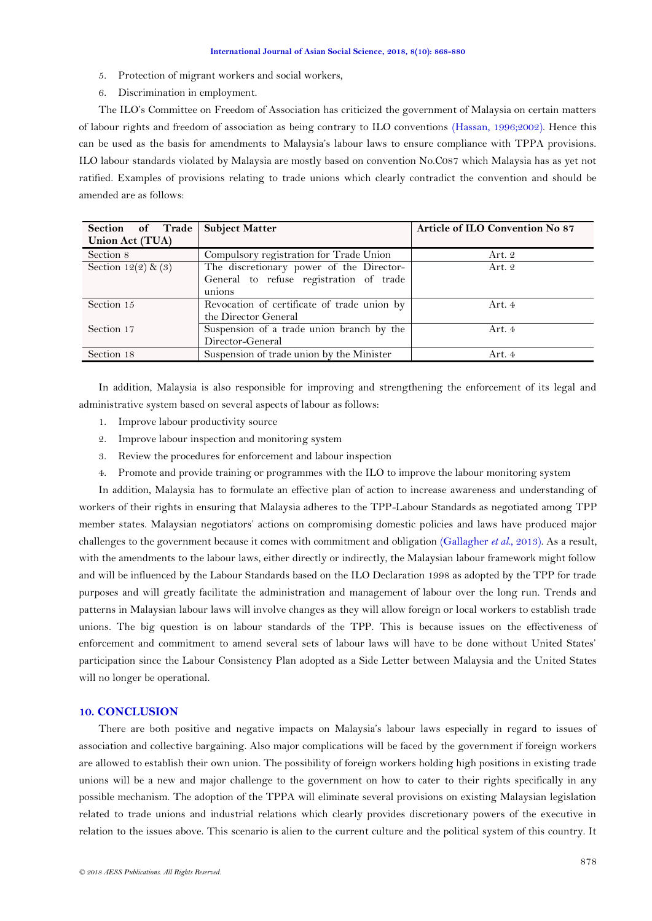5. Protection of migrant workers and social workers,
6. Discrimination in employment.

The ILO's Committee on Freedom of Association has criticized the government of Malaysia on certain matters of labour rights and freedom of association as being contrary to ILO conventions (Hassan, 1996;2002). Hence this can be used as the basis for amendments to Malaysia's labour laws to ensure compliance with TPPA provisions. ILO labour standards violated by Malaysia are mostly based on convention No.C087 which Malaysia has as yet not ratified. Examples of provisions relating to trade unions which clearly contradict the convention and should be amended are as follows:

| Section of Trade Union Act (TUA) | Subject Matter | Article of ILO Convention No 87 |
|---|---|---|
| Section 8 | Compulsory registration for Trade Union | Art. 2 |
| Section 12(2) & (3) | The discretionary power of the Director-General to refuse registration of trade unions | Art. 2 |
| Section 15 | Revocation of certificate of trade union by the Director General | Art. 4 |
| Section 17 | Suspension of a trade union branch by the Director-General | Art. 4 |
| Section 18 | Suspension of trade union by the Minister | Art. 4 |

In addition, Malaysia is also responsible for improving and strengthening the enforcement of its legal and administrative system based on several aspects of labour as follows:

1. Improve labour productivity source
2. Improve labour inspection and monitoring system
3. Review the procedures for enforcement and labour inspection
4. Promote and provide training or programmes with the ILO to improve the labour monitoring system

In addition, Malaysia has to formulate an effective plan of action to increase awareness and understanding of workers of their rights in ensuring that Malaysia adheres to the TPP-Labour Standards as negotiated among TPP member states. Malaysian negotiators' actions on compromising domestic policies and laws have produced major challenges to the government because it comes with commitment and obligation (Gallagher *et al.*, 2013). As a result, with the amendments to the labour laws, either directly or indirectly, the Malaysian labour framework might follow and will be influenced by the Labour Standards based on the ILO Declaration 1998 as adopted by the TPP for trade purposes and will greatly facilitate the administration and management of labour over the long run. Trends and patterns in Malaysian labour laws will involve changes as they will allow foreign or local workers to establish trade unions. The big question is on labour standards of the TPP. This is because issues on the effectiveness of enforcement and commitment to amend several sets of labour laws will have to be done without United States' participation since the Labour Consistency Plan adopted as a Side Letter between Malaysia and the United States will no longer be operational.

## 10. CONCLUSION

There are both positive and negative impacts on Malaysia's labour laws especially in regard to issues of association and collective bargaining. Also major complications will be faced by the government if foreign workers are allowed to establish their own union. The possibility of foreign workers holding high positions in existing trade unions will be a new and major challenge to the government on how to cater to their rights specifically in any possible mechanism. The adoption of the TPPA will eliminate several provisions on existing Malaysian legislation related to trade unions and industrial relations which clearly provides discretionary powers of the executive in relation to the issues above. This scenario is alien to the current culture and the political system of this country. It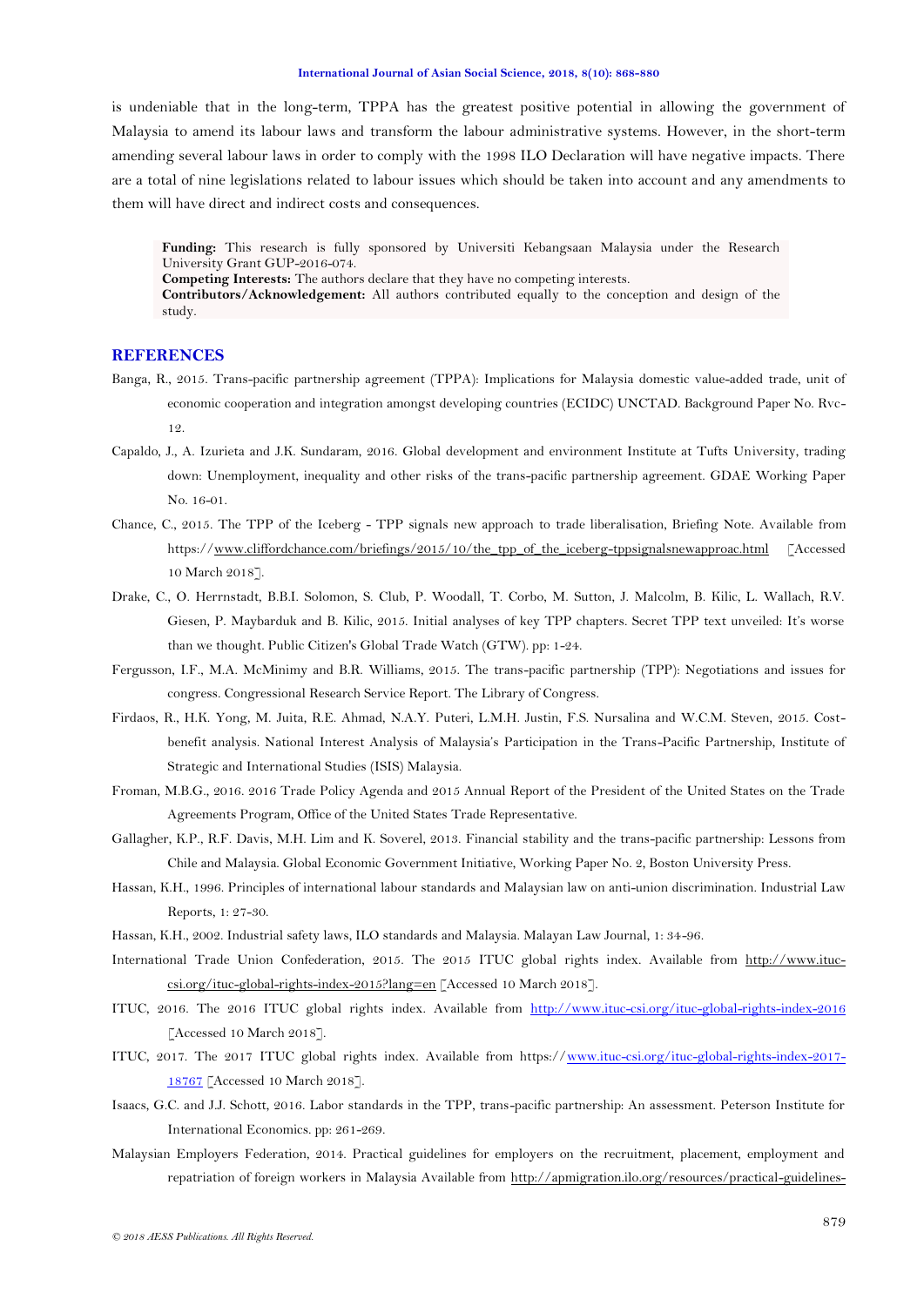is undeniable that in the long-term, TPPA has the greatest positive potential in allowing the government of Malaysia to amend its labour laws and transform the labour administrative systems. However, in the short-term amending several labour laws in order to comply with the 1998 ILO Declaration will have negative impacts. There are a total of nine legislations related to labour issues which should be taken into account and any amendments to them will have direct and indirect costs and consequences.

**Funding:** This research is fully sponsored by Universiti Kebangsaan Malaysia under the Research University Grant GUP-2016-074.
**Competing Interests:** The authors declare that they have no competing interests.
**Contributors/Acknowledgement:** All authors contributed equally to the conception and design of the study.

## REFERENCES

Banga, R., 2015. Trans-pacific partnership agreement (TPPA): Implications for Malaysia domestic value-added trade, unit of economic cooperation and integration amongst developing countries (ECIDC) UNCTAD. Background Paper No. Rvc-12.

Capaldo, J., A. Izurieta and J.K. Sundaram, 2016. Global development and environment Institute at Tufts University, trading down: Unemployment, inequality and other risks of the trans-pacific partnership agreement. GDAE Working Paper No. 16-01.

Chance, C., 2015. The TPP of the Iceberg - TPP signals new approach to trade liberalisation, Briefing Note. Available from https://www.cliffordchance.com/briefings/2015/10/the_tpp_of_the_iceberg-tppsignalsnewapproac.html [Accessed 10 March 2018].

Drake, C., O. Herrnstadt, B.B.I. Solomon, S. Club, P. Woodall, T. Corbo, M. Sutton, J. Malcolm, B. Kilic, L. Wallach, R.V. Giesen, P. Maybarduk and B. Kilic, 2015. Initial analyses of key TPP chapters. Secret TPP text unveiled: It's worse than we thought. Public Citizen's Global Trade Watch (GTW). pp: 1-24.

Fergusson, I.F., M.A. McMinimy and B.R. Williams, 2015. The trans-pacific partnership (TPP): Negotiations and issues for congress. Congressional Research Service Report. The Library of Congress.

Firdaos, R., H.K. Yong, M. Juita, R.E. Ahmad, N.A.Y. Puteri, L.M.H. Justin, F.S. Nursalina and W.C.M. Steven, 2015. Cost-benefit analysis. National Interest Analysis of Malaysia's Participation in the Trans-Pacific Partnership, Institute of Strategic and International Studies (ISIS) Malaysia.

Froman, M.B.G., 2016. 2016 Trade Policy Agenda and 2015 Annual Report of the President of the United States on the Trade Agreements Program, Office of the United States Trade Representative.

Gallagher, K.P., R.F. Davis, M.H. Lim and K. Soverel, 2013. Financial stability and the trans-pacific partnership: Lessons from Chile and Malaysia. Global Economic Government Initiative, Working Paper No. 2, Boston University Press.

Hassan, K.H., 1996. Principles of international labour standards and Malaysian law on anti-union discrimination. Industrial Law Reports, 1: 27-30.

Hassan, K.H., 2002. Industrial safety laws, ILO standards and Malaysia. Malayan Law Journal, 1: 34-96.

International Trade Union Confederation, 2015. The 2015 ITUC global rights index. Available from http://www.ituc-csi.org/ituc-global-rights-index-2015?lang=en [Accessed 10 March 2018].

ITUC, 2016. The 2016 ITUC global rights index. Available from http://www.ituc-csi.org/ituc-global-rights-index-2016 [Accessed 10 March 2018].

ITUC, 2017. The 2017 ITUC global rights index. Available from https://www.ituc-csi.org/ituc-global-rights-index-2017-18767 [Accessed 10 March 2018].

Isaacs, G.C. and J.J. Schott, 2016. Labor standards in the TPP, trans-pacific partnership: An assessment. Peterson Institute for International Economics. pp: 261-269.

Malaysian Employers Federation, 2014. Practical guidelines for employers on the recruitment, placement, employment and repatriation of foreign workers in Malaysia Available from http://apmigration.ilo.org/resources/practical-guidelines-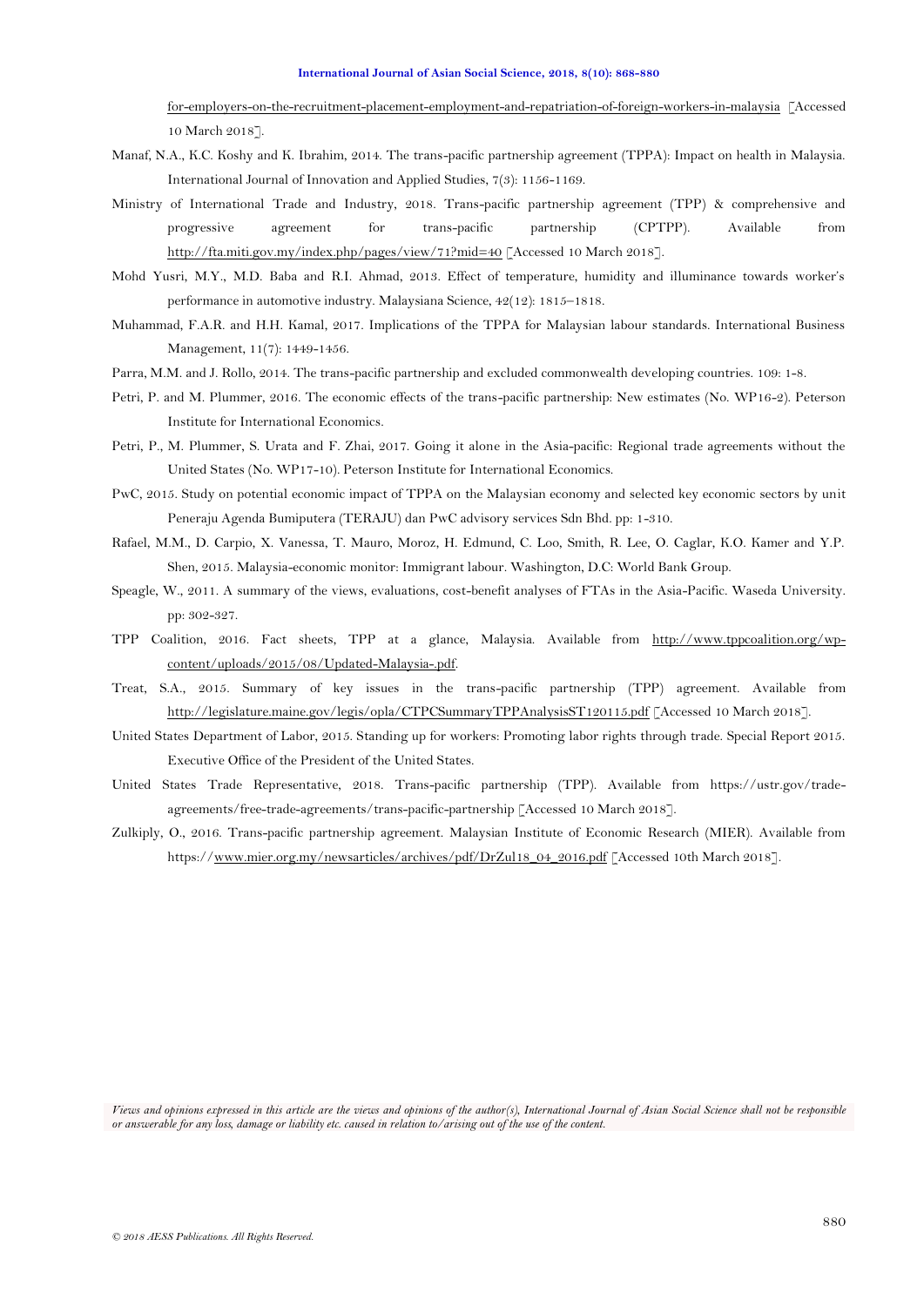for-employers-on-the-recruitment-placement-employment-and-repatriation-of-foreign-workers-in-malaysia [Accessed 10 March 2018].

Manaf, N.A., K.C. Koshy and K. Ibrahim, 2014. The trans-pacific partnership agreement (TPPA): Impact on health in Malaysia. International Journal of Innovation and Applied Studies, 7(3): 1156-1169.

Ministry of International Trade and Industry, 2018. Trans-pacific partnership agreement (TPP) & comprehensive and progressive agreement for trans-pacific partnership (CPTPP). Available from http://fta.miti.gov.my/index.php/pages/view/71?mid=40 [Accessed 10 March 2018].

Mohd Yusri, M.Y., M.D. Baba and R.I. Ahmad, 2013. Effect of temperature, humidity and illuminance towards worker's performance in automotive industry. Malaysiana Science, 42(12): 1815–1818.

Muhammad, F.A.R. and H.H. Kamal, 2017. Implications of the TPPA for Malaysian labour standards. International Business Management, 11(7): 1449-1456.

Parra, M.M. and J. Rollo, 2014. The trans-pacific partnership and excluded commonwealth developing countries. 109: 1-8.

Petri, P. and M. Plummer, 2016. The economic effects of the trans-pacific partnership: New estimates (No. WP16-2). Peterson Institute for International Economics.

Petri, P., M. Plummer, S. Urata and F. Zhai, 2017. Going it alone in the Asia-pacific: Regional trade agreements without the United States (No. WP17-10). Peterson Institute for International Economics.

PwC, 2015. Study on potential economic impact of TPPA on the Malaysian economy and selected key economic sectors by unit Peneraju Agenda Bumiputera (TERAJU) dan PwC advisory services Sdn Bhd. pp: 1-310.

Rafael, M.M., D. Carpio, X. Vanessa, T. Mauro, Moroz, H. Edmund, C. Loo, Smith, R. Lee, O. Caglar, K.O. Kamer and Y.P. Shen, 2015. Malaysia-economic monitor: Immigrant labour. Washington, D.C: World Bank Group.

Speagle, W., 2011. A summary of the views, evaluations, cost-benefit analyses of FTAs in the Asia-Pacific. Waseda University. pp: 302-327.

TPP Coalition, 2016. Fact sheets, TPP at a glance, Malaysia. Available from http://www.tppcoalition.org/wp-content/uploads/2015/08/Updated-Malaysia-.pdf.

Treat, S.A., 2015. Summary of key issues in the trans-pacific partnership (TPP) agreement. Available from http://legislature.maine.gov/legis/opla/CTPCSummaryTPPAnalysisST120115.pdf [Accessed 10 March 2018].

United States Department of Labor, 2015. Standing up for workers: Promoting labor rights through trade. Special Report 2015. Executive Office of the President of the United States.

United States Trade Representative, 2018. Trans-pacific partnership (TPP). Available from https://ustr.gov/trade-agreements/free-trade-agreements/trans-pacific-partnership [Accessed 10 March 2018].

Zulkiply, O., 2016. Trans-pacific partnership agreement. Malaysian Institute of Economic Research (MIER). Available from https://www.mier.org.my/newsarticles/archives/pdf/DrZul18_04_2016.pdf [Accessed 10th March 2018].

*Views and opinions expressed in this article are the views and opinions of the author(s), International Journal of Asian Social Science shall not be responsible or answerable for any loss, damage or liability etc. caused in relation to/arising out of the use of the content.*